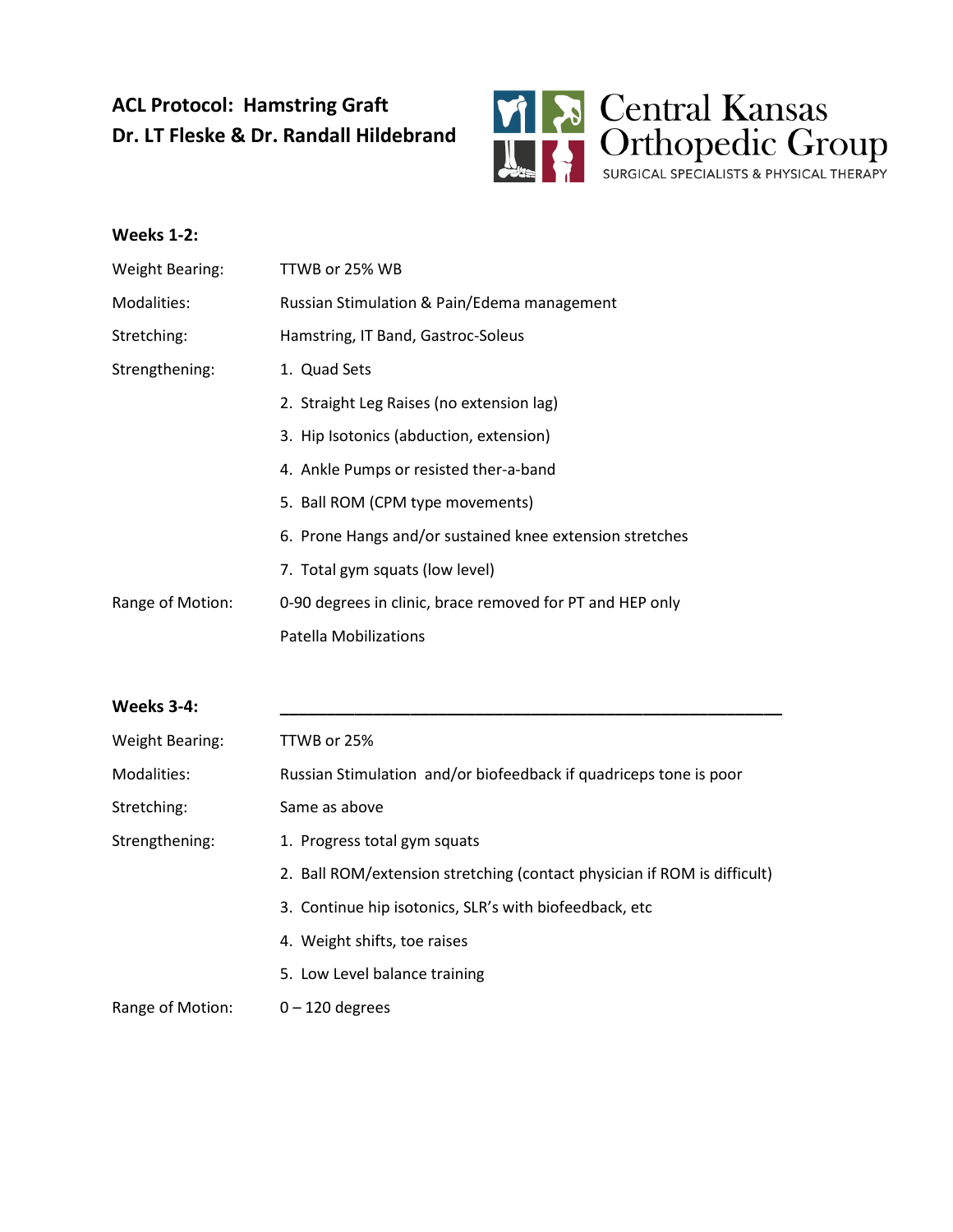# ACL Protocol: Hamstring Graft
## Dr. LT Fleske & Dr. Randall Hildebrand

Central Kansas Orthopedic Group
SURGICAL SPECIALISTS & PHYSICAL THERAPY

### Weeks 1-2:

**Weight Bearing:** TTWB or 25% WB

**Modalities:** Russian Stimulation & Pain/Edema management

**Stretching:** Hamstring, IT Band, Gastroc-Soleus

**Strengthening:**

1. Quad Sets
2. Straight Leg Raises (no extension lag)
3. Hip Isotonics (abduction, extension)
4. Ankle Pumps or resisted ther-a-band
5. Ball ROM (CPM type movements)
6. Prone Hangs and/or sustained knee extension stretches
7. Total gym squats (low level)

**Range of Motion:** 0-90 degrees in clinic, brace removed for PT and HEP only

Patella Mobilizations

### Weeks 3-4:

**Weight Bearing:** TTWB or 25%

**Modalities:** Russian Stimulation and/or biofeedback if quadriceps tone is poor

**Stretching:** Same as above

**Strengthening:**

1. Progress total gym squats
2. Ball ROM/extension stretching (contact physician if ROM is difficult)
3. Continue hip isotonics, SLR's with biofeedback, etc
4. Weight shifts, toe raises
5. Low Level balance training

**Range of Motion:** 0 – 120 degrees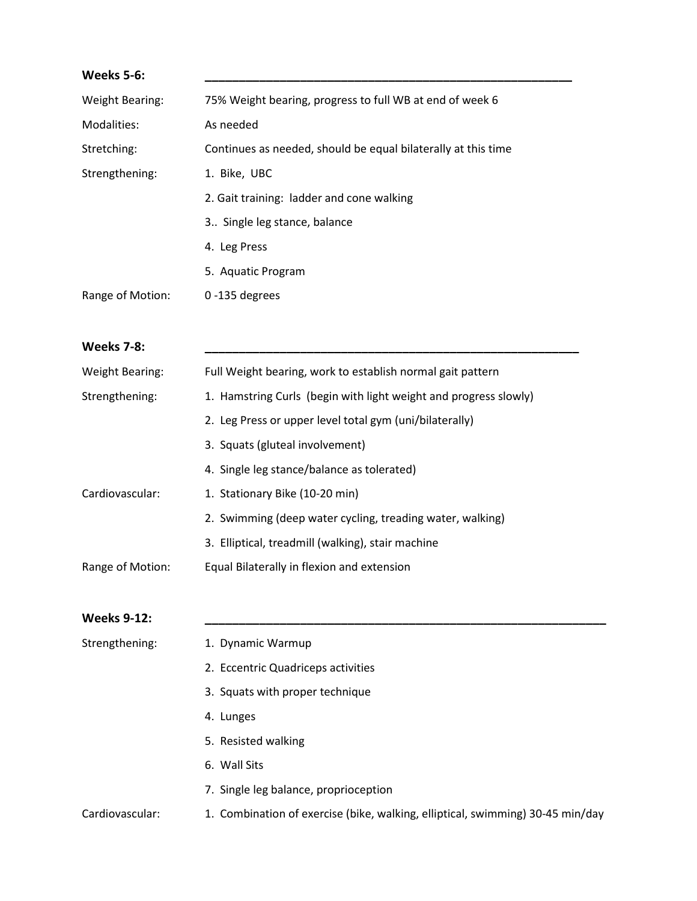**Weeks 5-6:** ___________________________________________________________

Weight Bearing: 75% Weight bearing, progress to full WB at end of week 6

Modalities: As needed

Stretching: Continues as needed, should be equal bilaterally at this time

Strengthening:

1. Bike, UBC
2. Gait training: ladder and cone walking
3.. Single leg stance, balance
4. Leg Press
5. Aquatic Program

Range of Motion: 0 -135 degrees

**Weeks 7-8:** ___________________________________________________________

Weight Bearing: Full Weight bearing, work to establish normal gait pattern

Strengthening:

1. Hamstring Curls (begin with light weight and progress slowly)
2. Leg Press or upper level total gym (uni/bilaterally)
3. Squats (gluteal involvement)
4. Single leg stance/balance as tolerated)

Cardiovascular:

1. Stationary Bike (10-20 min)
2. Swimming (deep water cycling, treading water, walking)
3. Elliptical, treadmill (walking), stair machine

Range of Motion: Equal Bilaterally in flexion and extension

**Weeks 9-12:** ___________________________________________________________

Strengthening:

1. Dynamic Warmup
2. Eccentric Quadriceps activities
3. Squats with proper technique
4. Lunges
5. Resisted walking
6. Wall Sits
7. Single leg balance, proprioception

Cardiovascular:

1. Combination of exercise (bike, walking, elliptical, swimming) 30-45 min/day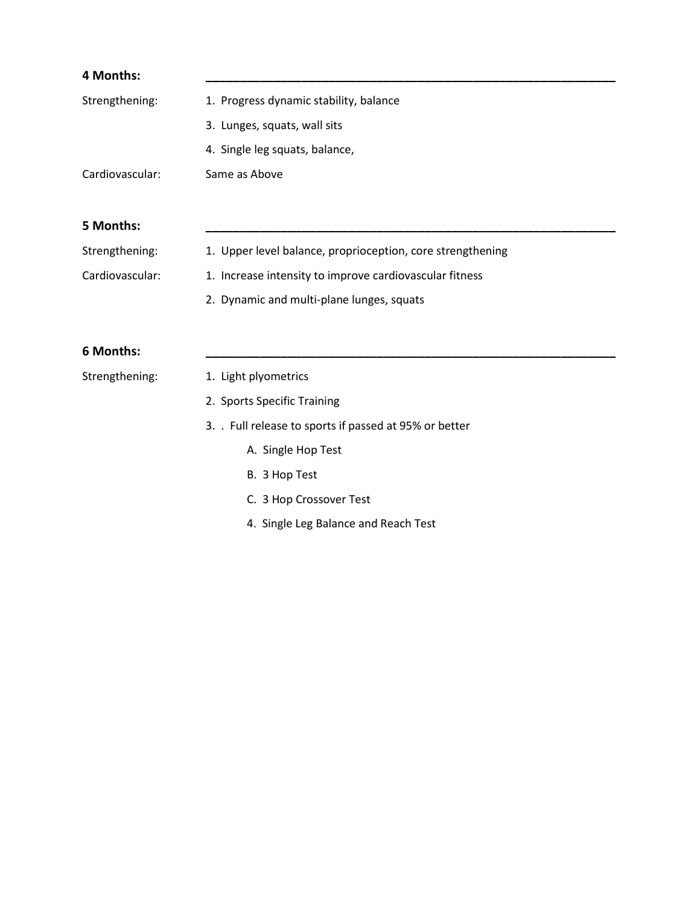**4 Months:**

Strengthening:

1. Progress dynamic stability, balance
3. Lunges, squats, wall sits
4. Single leg squats, balance,

Cardiovascular: Same as Above

**5 Months:**

Strengthening:

1. Upper level balance, proprioception, core strengthening

Cardiovascular:

1. Increase intensity to improve cardiovascular fitness
2. Dynamic and multi-plane lunges, squats

**6 Months:**

Strengthening:

1. Light plyometrics
2. Sports Specific Training
3. . Full release to sports if passed at 95% or better
   - A. Single Hop Test
   - B. 3 Hop Test
   - C. 3 Hop Crossover Test
   - 4. Single Leg Balance and Reach Test